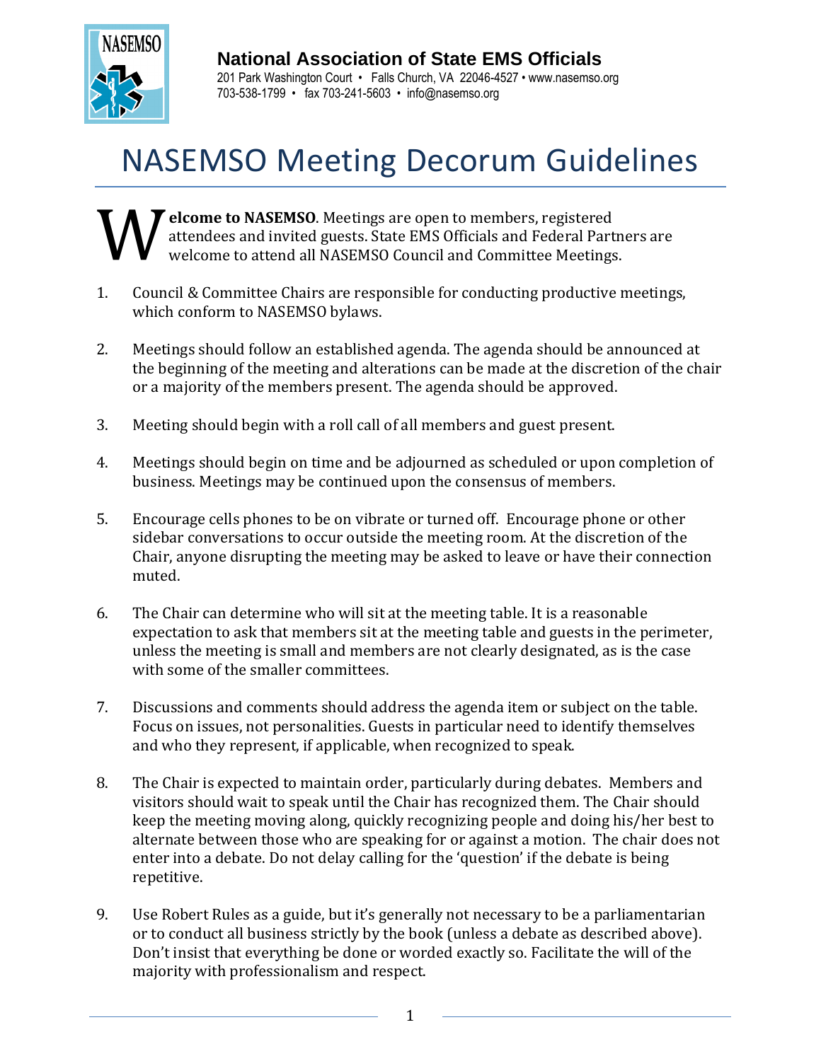**National Association of State EMS Officials**
201 Park Washington Court • Falls Church, VA 22046-4527 • www.nasemso.org
703-538-1799 • fax 703-241-5603 • info@nasemso.org

# NASEMSO Meeting Decorum Guidelines

**Welcome to NASEMSO**. Meetings are open to members, registered attendees and invited guests. State EMS Officials and Federal Partners are welcome to attend all NASEMSO Council and Committee Meetings.

1. Council & Committee Chairs are responsible for conducting productive meetings, which conform to NASEMSO bylaws.

2. Meetings should follow an established agenda. The agenda should be announced at the beginning of the meeting and alterations can be made at the discretion of the chair or a majority of the members present. The agenda should be approved.

3. Meeting should begin with a roll call of all members and guest present.

4. Meetings should begin on time and be adjourned as scheduled or upon completion of business. Meetings may be continued upon the consensus of members.

5. Encourage cells phones to be on vibrate or turned off. Encourage phone or other sidebar conversations to occur outside the meeting room. At the discretion of the Chair, anyone disrupting the meeting may be asked to leave or have their connection muted.

6. The Chair can determine who will sit at the meeting table. It is a reasonable expectation to ask that members sit at the meeting table and guests in the perimeter, unless the meeting is small and members are not clearly designated, as is the case with some of the smaller committees.

7. Discussions and comments should address the agenda item or subject on the table. Focus on issues, not personalities. Guests in particular need to identify themselves and who they represent, if applicable, when recognized to speak.

8. The Chair is expected to maintain order, particularly during debates. Members and visitors should wait to speak until the Chair has recognized them. The Chair should keep the meeting moving along, quickly recognizing people and doing his/her best to alternate between those who are speaking for or against a motion. The chair does not enter into a debate. Do not delay calling for the 'question' if the debate is being repetitive.

9. Use Robert Rules as a guide, but it's generally not necessary to be a parliamentarian or to conduct all business strictly by the book (unless a debate as described above). Don't insist that everything be done or worded exactly so. Facilitate the will of the majority with professionalism and respect.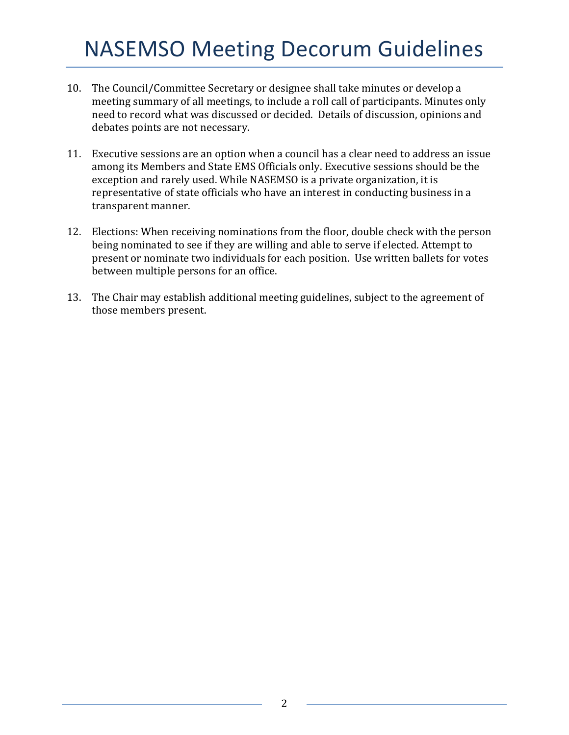# NASEMSO Meeting Decorum Guidelines

10. The Council/Committee Secretary or designee shall take minutes or develop a meeting summary of all meetings, to include a roll call of participants. Minutes only need to record what was discussed or decided. Details of discussion, opinions and debates points are not necessary.

11. Executive sessions are an option when a council has a clear need to address an issue among its Members and State EMS Officials only. Executive sessions should be the exception and rarely used. While NASEMSO is a private organization, it is representative of state officials who have an interest in conducting business in a transparent manner.

12. Elections: When receiving nominations from the floor, double check with the person being nominated to see if they are willing and able to serve if elected. Attempt to present or nominate two individuals for each position. Use written ballets for votes between multiple persons for an office.

13. The Chair may establish additional meeting guidelines, subject to the agreement of those members present.